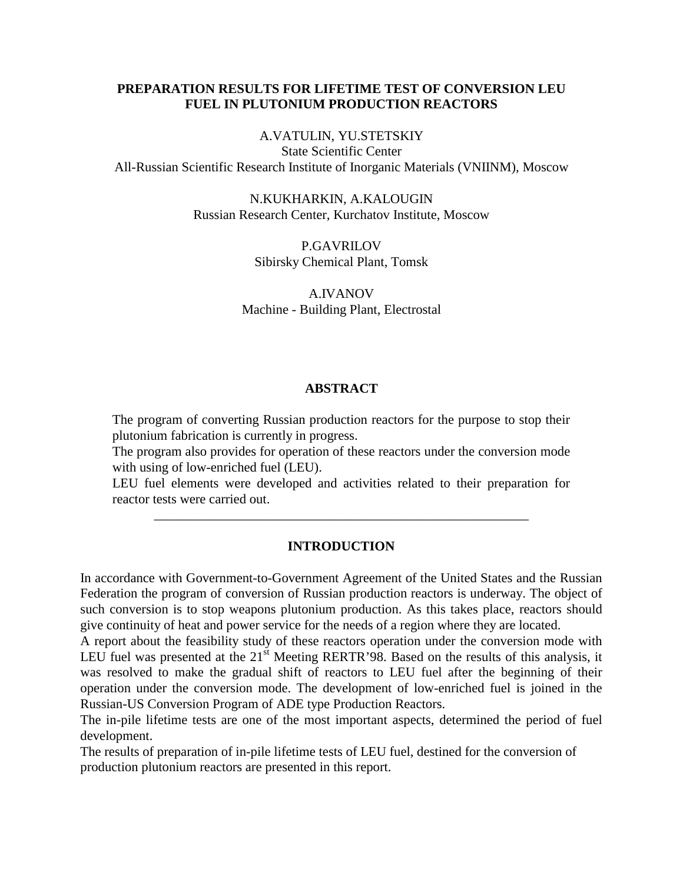# PREPARATION RESULTS FOR LIFETIME TEST OF CONVERSION LEU FUEL IN PLUTONIUM PRODUCTION REACTORS

A.VATULIN, YU.STETSKIY
State Scientific Center
All-Russian Scientific Research Institute of Inorganic Materials (VNIINM), Moscow

N.KUKHARKIN, A.KALOUGIN
Russian Research Center, Kurchatov Institute, Moscow

P.GAVRILOV
Sibirsky Chemical Plant, Tomsk

A.IVANOV
Machine - Building Plant, Electrostal

## ABSTRACT

The program of converting Russian production reactors for the purpose to stop their plutonium fabrication is currently in progress.
The program also provides for operation of these reactors under the conversion mode with using of low-enriched fuel (LEU).
LEU fuel elements were developed and activities related to their preparation for reactor tests were carried out.

---

## INTRODUCTION

In accordance with Government-to-Government Agreement of the United States and the Russian Federation the program of conversion of Russian production reactors is underway. The object of such conversion is to stop weapons plutonium production. As this takes place, reactors should give continuity of heat and power service for the needs of a region where they are located.
A report about the feasibility study of these reactors operation under the conversion mode with LEU fuel was presented at the 21st Meeting RERTR'98. Based on the results of this analysis, it was resolved to make the gradual shift of reactors to LEU fuel after the beginning of their operation under the conversion mode. The development of low-enriched fuel is joined in the Russian-US Conversion Program of ADE type Production Reactors.
The in-pile lifetime tests are one of the most important aspects, determined the period of fuel development.
The results of preparation of in-pile lifetime tests of LEU fuel, destined for the conversion of production plutonium reactors are presented in this report.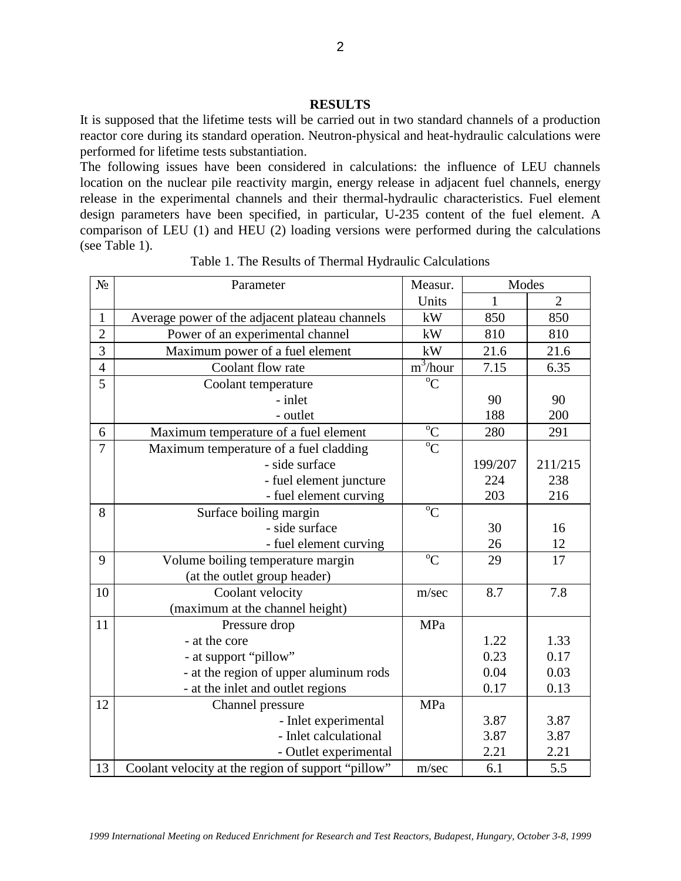## RESULTS

It is supposed that the lifetime tests will be carried out in two standard channels of a production reactor core during its standard operation. Neutron-physical and heat-hydraulic calculations were performed for lifetime tests substantiation.

The following issues have been considered in calculations: the influence of LEU channels location on the nuclear pile reactivity margin, energy release in adjacent fuel channels, energy release in the experimental channels and their thermal-hydraulic characteristics. Fuel element design parameters have been specified, in particular, U-235 content of the fuel element. A comparison of LEU (1) and HEU (2) loading versions were performed during the calculations (see Table 1).

Table 1. The Results of Thermal Hydraulic Calculations

| № | Parameter | Measur. Units | Modes 1 | Modes 2 |
|---|---|---|---|---|
| 1 | Average power of the adjacent plateau channels | kW | 850 | 850 |
| 2 | Power of an experimental channel | kW | 810 | 810 |
| 3 | Maximum power of a fuel element | kW | 21.6 | 21.6 |
| 4 | Coolant flow rate | $m^3$/hour | 7.15 | 6.35 |
| 5 | Coolant temperature | $^oC$ | | |
| | - inlet | | 90 | 90 |
| | - outlet | | 188 | 200 |
| 6 | Maximum temperature of a fuel element | $^oC$ | 280 | 291 |
| 7 | Maximum temperature of a fuel cladding | $^oC$ | | |
| | - side surface | | 199/207 | 211/215 |
| | - fuel element juncture | | 224 | 238 |
| | - fuel element curving | | 203 | 216 |
| 8 | Surface boiling margin | $^oC$ | | |
| | - side surface | | 30 | 16 |
| | - fuel element curving | | 26 | 12 |
| 9 | Volume boiling temperature margin (at the outlet group header) | $^oC$ | 29 | 17 |
| 10 | Coolant velocity (maximum at the channel height) | m/sec | 8.7 | 7.8 |
| 11 | Pressure drop | MPa | | |
| | - at the core | | 1.22 | 1.33 |
| | - at support "pillow" | | 0.23 | 0.17 |
| | - at the region of upper aluminum rods | | 0.04 | 0.03 |
| | - at the inlet and outlet regions | | 0.17 | 0.13 |
| 12 | Channel pressure | MPa | | |
| | - Inlet experimental | | 3.87 | 3.87 |
| | - Inlet calculational | | 3.87 | 3.87 |
| | - Outlet experimental | | 2.21 | 2.21 |
| 13 | Coolant velocity at the region of support "pillow" | m/sec | 6.1 | 5.5 |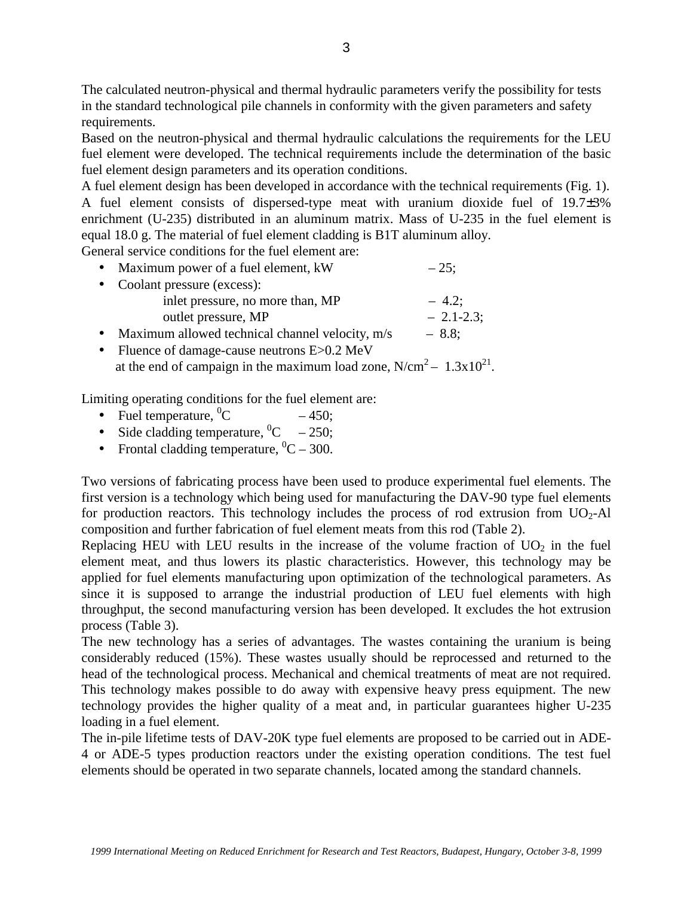The calculated neutron-physical and thermal hydraulic parameters verify the possibility for tests in the standard technological pile channels in conformity with the given parameters and safety requirements.

Based on the neutron-physical and thermal hydraulic calculations the requirements for the LEU fuel element were developed. The technical requirements include the determination of the basic fuel element design parameters and its operation conditions.

A fuel element design has been developed in accordance with the technical requirements (Fig. 1). A fuel element consists of dispersed-type meat with uranium dioxide fuel of 19.7±3% enrichment (U-235) distributed in an aluminum matrix. Mass of U-235 in the fuel element is equal 18.0 g. The material of fuel element cladding is B1T aluminum alloy.

General service conditions for the fuel element are:

- Maximum power of a fuel element, kW – 25;
- Coolant pressure (excess):
  - inlet pressure, no more than, MP – 4.2;
  - outlet pressure, MP – 2.1-2.3;
- Maximum allowed technical channel velocity, m/s – 8.8;
- Fluence of damage-cause neutrons E>0.2 MeV at the end of campaign in the maximum load zone, N/cm$^2$ – $1.3\text{x}10^{21}$.

Limiting operating conditions for the fuel element are:

- Fuel temperature, $^0$C – 450;
- Side cladding temperature, $^0$C – 250;
- Frontal cladding temperature, $^0$C – 300.

Two versions of fabricating process have been used to produce experimental fuel elements. The first version is a technology which being used for manufacturing the DAV-90 type fuel elements for production reactors. This technology includes the process of rod extrusion from $UO_2$-Al composition and further fabrication of fuel element meats from this rod (Table 2).

Replacing HEU with LEU results in the increase of the volume fraction of $UO_2$ in the fuel element meat, and thus lowers its plastic characteristics. However, this technology may be applied for fuel elements manufacturing upon optimization of the technological parameters. As since it is supposed to arrange the industrial production of LEU fuel elements with high throughput, the second manufacturing version has been developed. It excludes the hot extrusion process (Table 3).

The new technology has a series of advantages. The wastes containing the uranium is being considerably reduced (15%). These wastes usually should be reprocessed and returned to the head of the technological process. Mechanical and chemical treatments of meat are not required. This technology makes possible to do away with expensive heavy press equipment. The new technology provides the higher quality of a meat and, in particular guarantees higher U-235 loading in a fuel element.

The in-pile lifetime tests of DAV-20K type fuel elements are proposed to be carried out in ADE-4 or ADE-5 types production reactors under the existing operation conditions. The test fuel elements should be operated in two separate channels, located among the standard channels.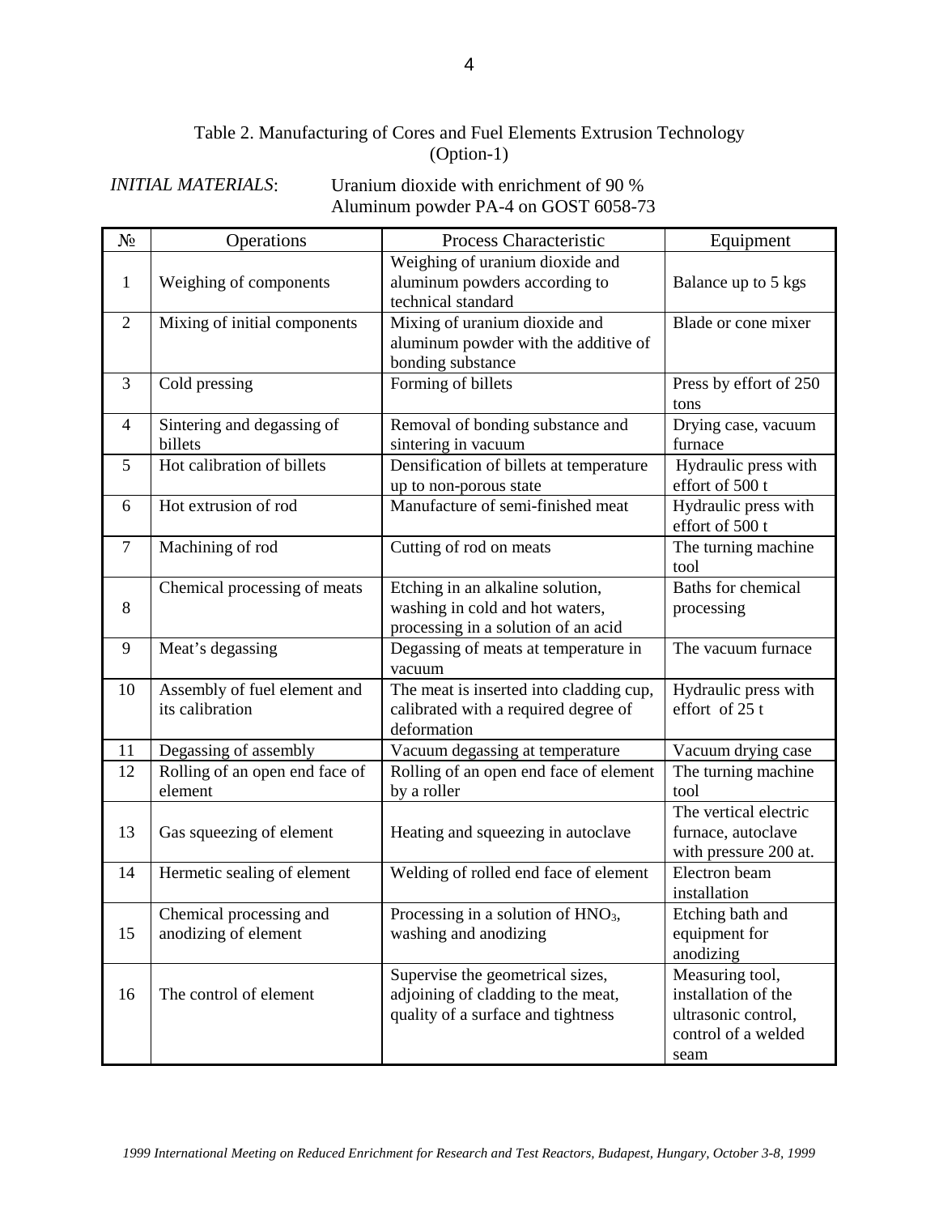Table 2. Manufacturing of Cores and Fuel Elements Extrusion Technology (Option-1)

*INITIAL MATERIALS*: Uranium dioxide with enrichment of 90 %
Aluminum powder PA-4 on GOST 6058-73

| № | Operations | Process Characteristic | Equipment |
|---|---|---|---|
| 1 | Weighing of components | Weighing of uranium dioxide and aluminum powders according to technical standard | Balance up to 5 kgs |
| 2 | Mixing of initial components | Mixing of uranium dioxide and aluminum powder with the additive of bonding substance | Blade or cone mixer |
| 3 | Cold pressing | Forming of billets | Press by effort of 250 tons |
| 4 | Sintering and degassing of billets | Removal of bonding substance and sintering in vacuum | Drying case, vacuum furnace |
| 5 | Hot calibration of billets | Densification of billets at temperature up to non-porous state | Hydraulic press with effort of 500 t |
| 6 | Hot extrusion of rod | Manufacture of semi-finished meat | Hydraulic press with effort of 500 t |
| 7 | Machining of rod | Cutting of rod on meats | The turning machine tool |
| 8 | Chemical processing of meats | Etching in an alkaline solution, washing in cold and hot waters, processing in a solution of an acid | Baths for chemical processing |
| 9 | Meat's degassing | Degassing of meats at temperature in vacuum | The vacuum furnace |
| 10 | Assembly of fuel element and its calibration | The meat is inserted into cladding cup, calibrated with a required degree of deformation | Hydraulic press with effort of 25 t |
| 11 | Degassing of assembly | Vacuum degassing at temperature | Vacuum drying case |
| 12 | Rolling of an open end face of element | Rolling of an open end face of element by a roller | The turning machine tool |
| 13 | Gas squeezing of element | Heating and squeezing in autoclave | The vertical electric furnace, autoclave with pressure 200 at. |
| 14 | Hermetic sealing of element | Welding of rolled end face of element | Electron beam installation |
| 15 | Chemical processing and anodizing of element | Processing in a solution of $HNO_3$, washing and anodizing | Etching bath and equipment for anodizing |
| 16 | The control of element | Supervise the geometrical sizes, adjoining of cladding to the meat, quality of a surface and tightness | Measuring tool, installation of the ultrasonic control, control of a welded seam |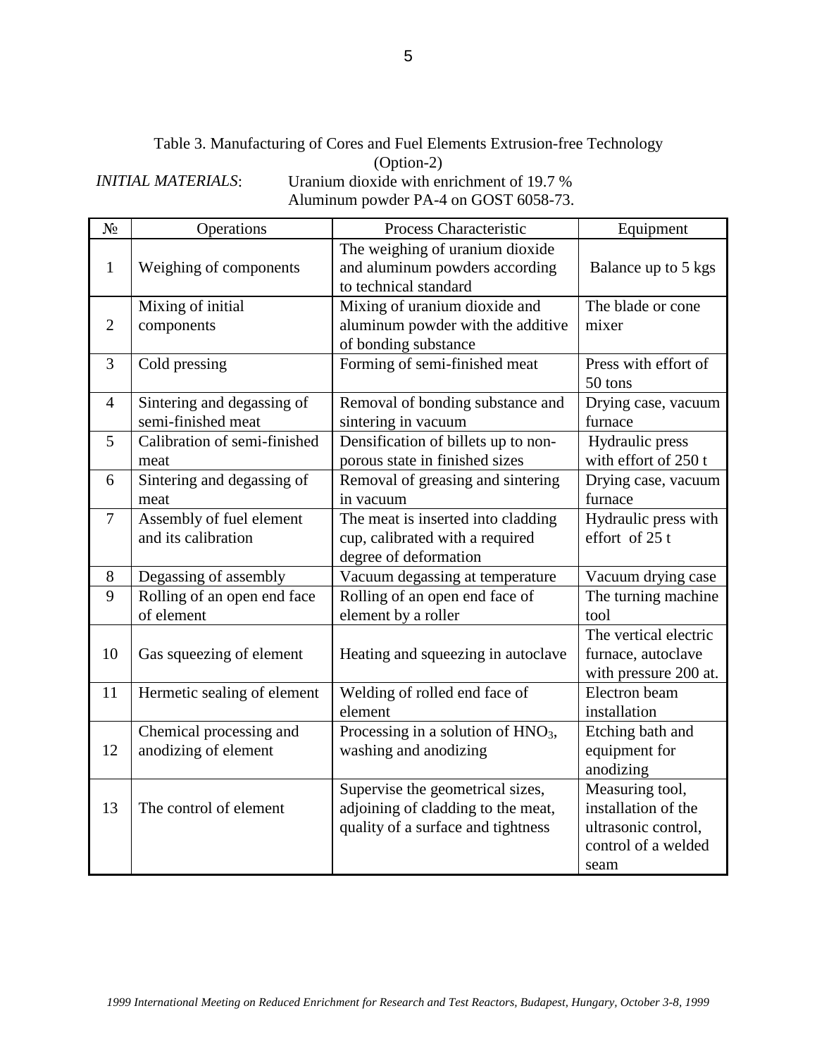Table 3. Manufacturing of Cores and Fuel Elements Extrusion-free Technology (Option-2)

*INITIAL MATERIALS*: Uranium dioxide with enrichment of 19.7 %
Aluminum powder PA-4 on GOST 6058-73.

| № | Operations | Process Characteristic | Equipment |
|---|---|---|---|
| 1 | Weighing of components | The weighing of uranium dioxide and aluminum powders according to technical standard | Balance up to 5 kgs |
| 2 | Mixing of initial components | Mixing of uranium dioxide and aluminum powder with the additive of bonding substance | The blade or cone mixer |
| 3 | Cold pressing | Forming of semi-finished meat | Press with effort of 50 tons |
| 4 | Sintering and degassing of semi-finished meat | Removal of bonding substance and sintering in vacuum | Drying case, vacuum furnace |
| 5 | Calibration of semi-finished meat | Densification of billets up to non-porous state in finished sizes | Hydraulic press with effort of 250 t |
| 6 | Sintering and degassing of meat | Removal of greasing and sintering in vacuum | Drying case, vacuum furnace |
| 7 | Assembly of fuel element and its calibration | The meat is inserted into cladding cup, calibrated with a required degree of deformation | Hydraulic press with effort of 25 t |
| 8 | Degassing of assembly | Vacuum degassing at temperature | Vacuum drying case |
| 9 | Rolling of an open end face of element | Rolling of an open end face of element by a roller | The turning machine tool |
| 10 | Gas squeezing of element | Heating and squeezing in autoclave | The vertical electric furnace, autoclave with pressure 200 at. |
| 11 | Hermetic sealing of element | Welding of rolled end face of element | Electron beam installation |
| 12 | Chemical processing and anodizing of element | Processing in a solution of $HNO_3$, washing and anodizing | Etching bath and equipment for anodizing |
| 13 | The control of element | Supervise the geometrical sizes, adjoining of cladding to the meat, quality of a surface and tightness | Measuring tool, installation of the ultrasonic control, control of a welded seam |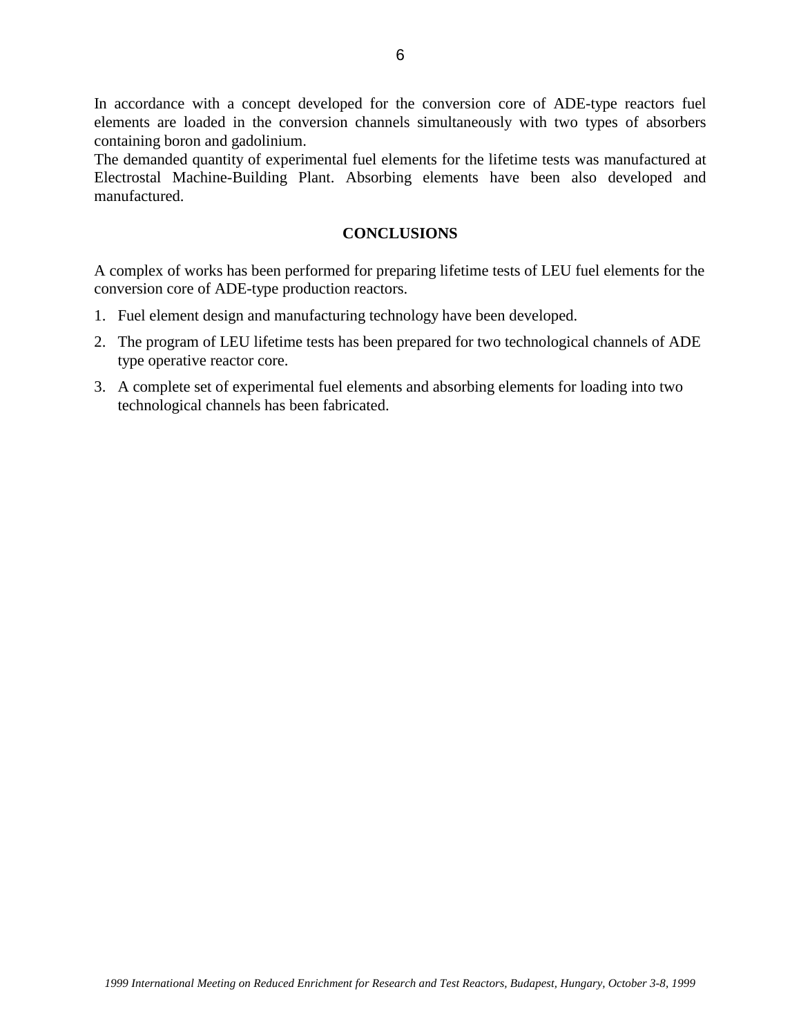In accordance with a concept developed for the conversion core of ADE-type reactors fuel elements are loaded in the conversion channels simultaneously with two types of absorbers containing boron and gadolinium.

The demanded quantity of experimental fuel elements for the lifetime tests was manufactured at Electrostal Machine-Building Plant. Absorbing elements have been also developed and manufactured.

## CONCLUSIONS

A complex of works has been performed for preparing lifetime tests of LEU fuel elements for the conversion core of ADE-type production reactors.

1. Fuel element design and manufacturing technology have been developed.
2. The program of LEU lifetime tests has been prepared for two technological channels of ADE type operative reactor core.
3. A complete set of experimental fuel elements and absorbing elements for loading into two technological channels has been fabricated.